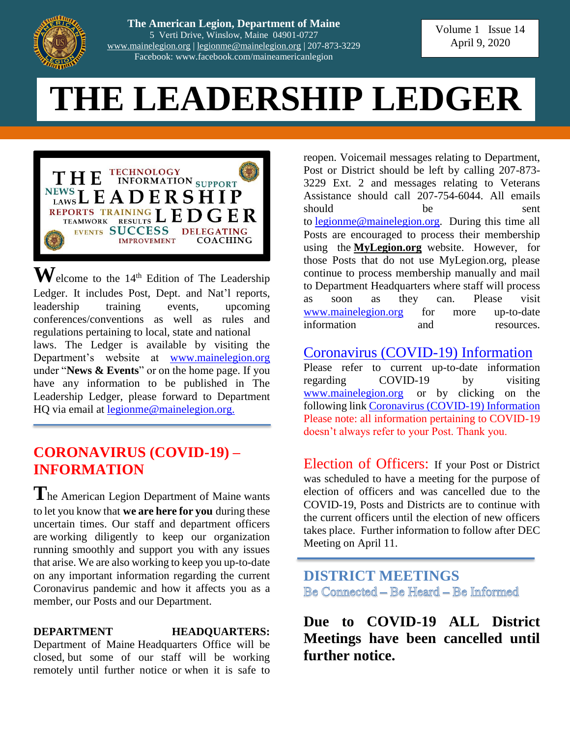The American Legion, Department of Maine
5 Verti Drive, Winslow, Maine 04901-0727
www.mainelegion.org | legionme@mainelegion.org | 207-873-3229
Facebook: www.facebook.com/maineamericanlegion

Volume 1 Issue 14
April 9, 2020

# THE LEADERSHIP LEDGER

Welcome to the 14th Edition of The Leadership Ledger. It includes Post, Dept. and Nat'l reports, leadership training events, upcoming conferences/conventions as well as rules and regulations pertaining to local, state and national laws. The Ledger is available by visiting the Department's website at www.mainelegion.org under "**News & Events**" or on the home page. If you have any information to be published in The Leadership Ledger, please forward to Department HQ via email at legionme@mainelegion.org.

## CORONAVIRUS (COVID-19) – INFORMATION

The American Legion Department of Maine wants to let you know that **we are here for you** during these uncertain times. Our staff and department officers are working diligently to keep our organization running smoothly and support you with any issues that arise. We are also working to keep you up-to-date on any important information regarding the current Coronavirus pandemic and how it affects you as a member, our Posts and our Department.

**DEPARTMENT HEADQUARTERS:** Department of Maine Headquarters Office will be closed, but some of our staff will be working remotely until further notice or when it is safe to reopen. Voicemail messages relating to Department, Post or District should be left by calling 207-873-3229 Ext. 2 and messages relating to Veterans Assistance should call 207-754-6044. All emails should be sent to legionme@mainelegion.org. During this time all Posts are encouraged to process their membership using the **MyLegion.org** website. However, for those Posts that do not use MyLegion.org, please continue to process membership manually and mail to Department Headquarters where staff will process as soon as they can. Please visit www.mainelegion.org for more up-to-date information and resources.

### Coronavirus (COVID-19) Information

Please refer to current up-to-date information regarding COVID-19 by visiting www.mainelegion.org or by clicking on the following link Coronavirus (COVID-19) Information Please note: all information pertaining to COVID-19 doesn't always refer to your Post. Thank you.

**Election of Officers:** If your Post or District was scheduled to have a meeting for the purpose of election of officers and was cancelled due to the COVID-19, Posts and Districts are to continue with the current officers until the election of new officers takes place. Further information to follow after DEC Meeting on April 11.

## DISTRICT MEETINGS

Be Connected – Be Heard – Be Informed

**Due to COVID-19 ALL District Meetings have been cancelled until further notice.**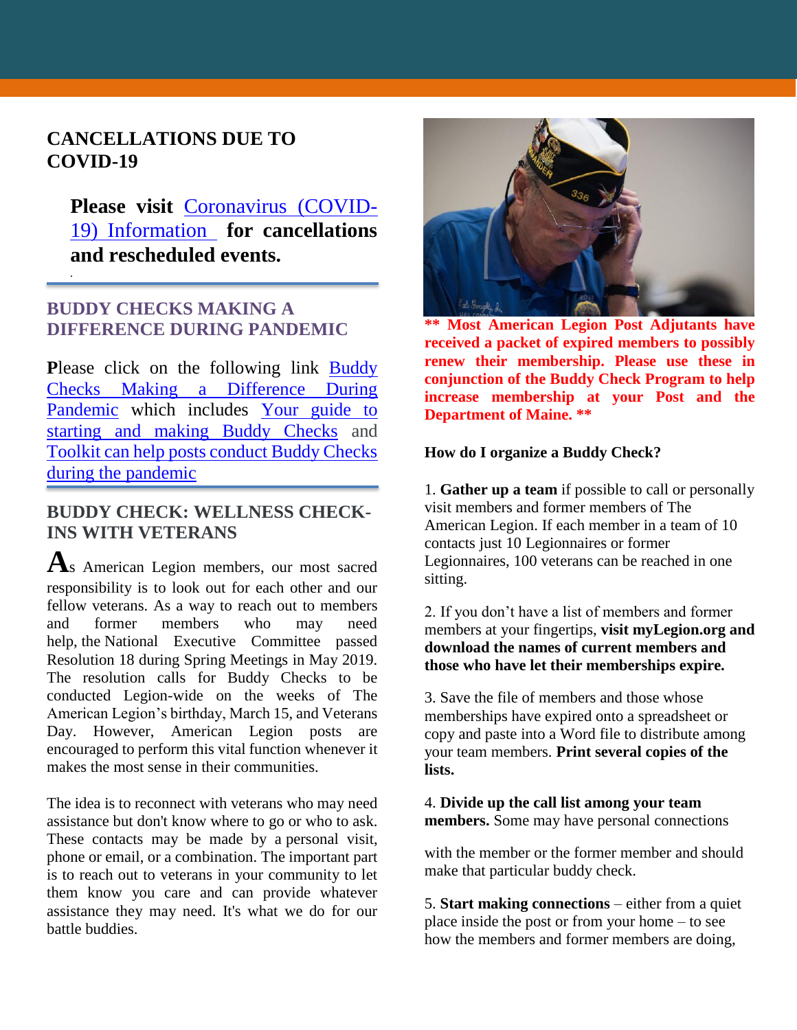## CANCELLATIONS DUE TO COVID-19

**Please visit Coronavirus (COVID-19) Information for cancellations and rescheduled events.**

## BUDDY CHECKS MAKING A DIFFERENCE DURING PANDEMIC

Please click on the following link Buddy Checks Making a Difference During Pandemic which includes Your guide to starting and making Buddy Checks and Toolkit can help posts conduct Buddy Checks during the pandemic

## BUDDY CHECK: WELLNESS CHECK-INS WITH VETERANS

As American Legion members, our most sacred responsibility is to look out for each other and our fellow veterans. As a way to reach out to members and former members who may need help, the National Executive Committee passed Resolution 18 during Spring Meetings in May 2019. The resolution calls for Buddy Checks to be conducted Legion-wide on the weeks of The American Legion's birthday, March 15, and Veterans Day. However, American Legion posts are encouraged to perform this vital function whenever it makes the most sense in their communities.

The idea is to reconnect with veterans who may need assistance but don't know where to go or who to ask. These contacts may be made by a personal visit, phone or email, or a combination. The important part is to reach out to veterans in your community to let them know you care and can provide whatever assistance they may need. It's what we do for our battle buddies.

**\*\* Most American Legion Post Adjutants have received a packet of expired members to possibly renew their membership. Please use these in conjunction of the Buddy Check Program to help increase membership at your Post and the Department of Maine. \*\***

**How do I organize a Buddy Check?**

1. **Gather up a team** if possible to call or personally visit members and former members of The American Legion. If each member in a team of 10 contacts just 10 Legionnaires or former Legionnaires, 100 veterans can be reached in one sitting.

2. If you don't have a list of members and former members at your fingertips, **visit myLegion.org and download the names of current members and those who have let their memberships expire.**

3. Save the file of members and those whose memberships have expired onto a spreadsheet or copy and paste into a Word file to distribute among your team members. **Print several copies of the lists.**

4. **Divide up the call list among your team members.** Some may have personal connections with the member or the former member and should make that particular buddy check.

5. **Start making connections** – either from a quiet place inside the post or from your home – to see how the members and former members are doing,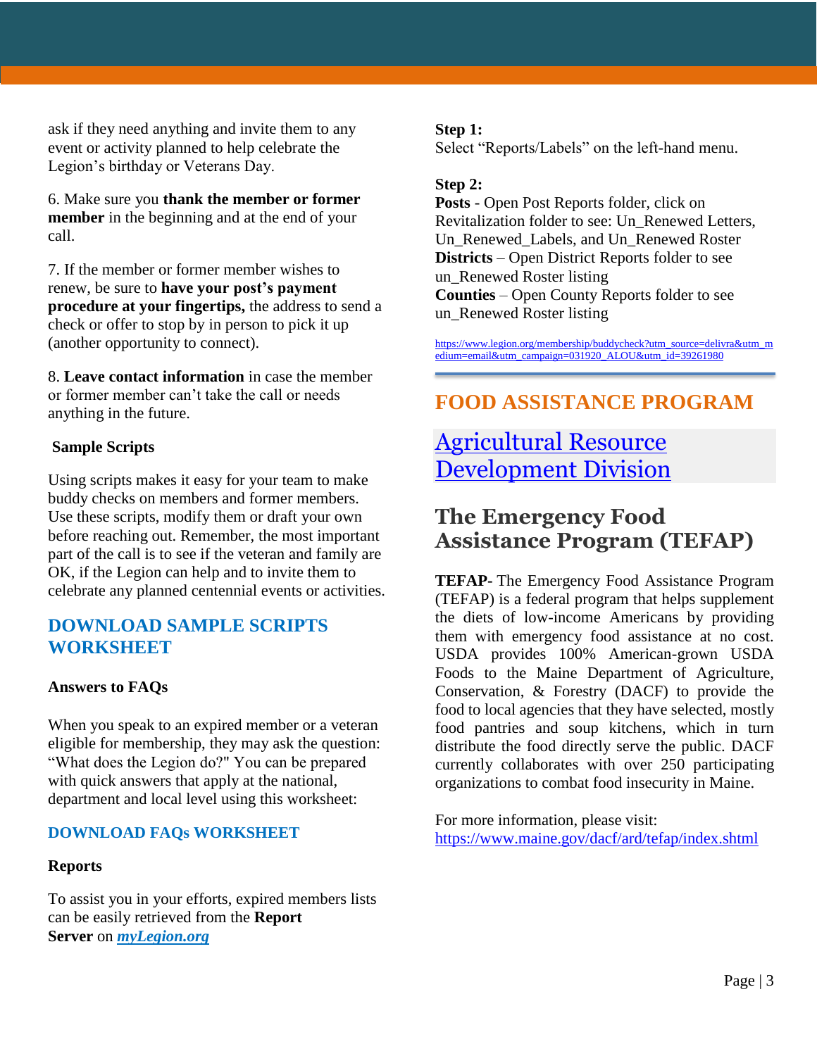ask if they need anything and invite them to any event or activity planned to help celebrate the Legion's birthday or Veterans Day.

6. Make sure you **thank the member or former member** in the beginning and at the end of your call.

7. If the member or former member wishes to renew, be sure to **have your post's payment procedure at your fingertips,** the address to send a check or offer to stop by in person to pick it up (another opportunity to connect).

8. **Leave contact information** in case the member or former member can't take the call or needs anything in the future.

**Sample Scripts**

Using scripts makes it easy for your team to make buddy checks on members and former members. Use these scripts, modify them or draft your own before reaching out. Remember, the most important part of the call is to see if the veteran and family are OK, if the Legion can help and to invite them to celebrate any planned centennial events or activities.

## DOWNLOAD SAMPLE SCRIPTS WORKSHEET

**Answers to FAQs**

When you speak to an expired member or a veteran eligible for membership, they may ask the question: "What does the Legion do?" You can be prepared with quick answers that apply at the national, department and local level using this worksheet:

**DOWNLOAD FAQs WORKSHEET**

**Reports**

To assist you in your efforts, expired members lists can be easily retrieved from the **Report Server** on ***myLegion.org***

**Step 1:**
Select "Reports/Labels" on the left-hand menu.

**Step 2:**
**Posts** - Open Post Reports folder, click on Revitalization folder to see: Un_Renewed Letters, Un_Renewed_Labels, and Un_Renewed Roster
**Districts** – Open District Reports folder to see un_Renewed Roster listing
**Counties** – Open County Reports folder to see un_Renewed Roster listing

https://www.legion.org/membership/buddycheck?utm_source=delivra&utm_medium=email&utm_campaign=031920_ALOU&utm_id=39261980

## FOOD ASSISTANCE PROGRAM

## Agricultural Resource Development Division

## The Emergency Food Assistance Program (TEFAP)

**TEFAP-** The Emergency Food Assistance Program (TEFAP) is a federal program that helps supplement the diets of low-income Americans by providing them with emergency food assistance at no cost. USDA provides 100% American-grown USDA Foods to the Maine Department of Agriculture, Conservation, & Forestry (DACF) to provide the food to local agencies that they have selected, mostly food pantries and soup kitchens, which in turn distribute the food directly serve the public. DACF currently collaborates with over 250 participating organizations to combat food insecurity in Maine.

For more information, please visit:
https://www.maine.gov/dacf/ard/tefap/index.shtml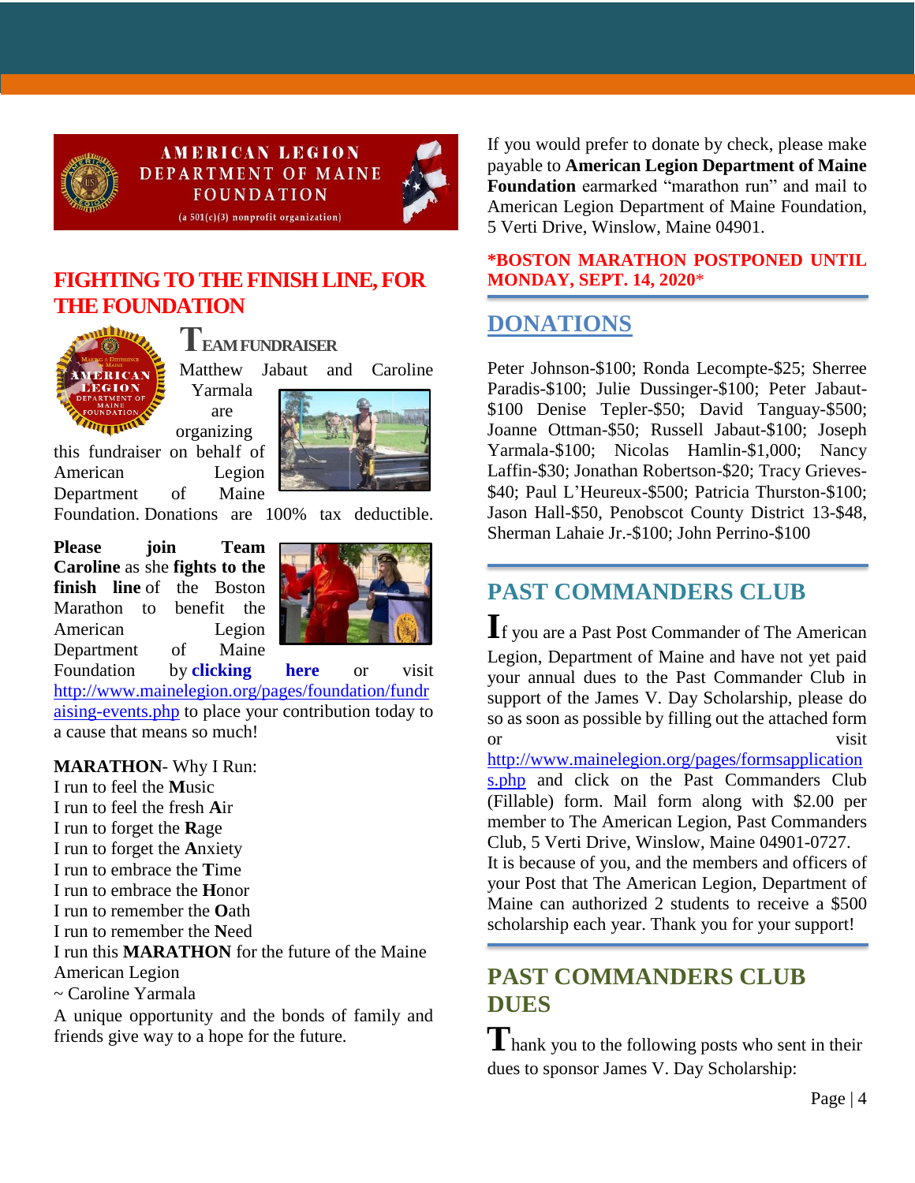AMERICAN LEGION DEPARTMENT OF MAINE FOUNDATION
(a 501(c)(3) nonprofit organization)

## FIGHTING TO THE FINISH LINE, FOR THE FOUNDATION

### TEAM FUNDRAISER

Matthew Jabaut and Caroline Yarmala are organizing this fundraiser on behalf of American Legion Department of Maine Foundation. Donations are 100% tax deductible.

**Please join Team Caroline** as she **fights to the finish line** of the Boston Marathon to benefit the American Legion Department of Maine Foundation by **clicking here** or visit http://www.mainelegion.org/pages/foundation/fundraising-events.php to place your contribution today to a cause that means so much!

**MARATHON**- Why I Run:
I run to feel the **M**usic
I run to feel the fresh **A**ir
I run to forget the **R**age
I run to forget the **A**nxiety
I run to embrace the **T**ime
I run to embrace the **H**onor
I run to remember the **O**ath
I run to remember the **N**eed
I run this **MARATHON** for the future of the Maine American Legion
~ Caroline Yarmala

A unique opportunity and the bonds of family and friends give way to a hope for the future.

If you would prefer to donate by check, please make payable to **American Legion Department of Maine Foundation** earmarked "marathon run" and mail to American Legion Department of Maine Foundation, 5 Verti Drive, Winslow, Maine 04901.

**\*BOSTON MARATHON POSTPONED UNTIL MONDAY, SEPT. 14, 2020\***

## DONATIONS

Peter Johnson-$100; Ronda Lecompte-$25; Sherree Paradis-$100; Julie Dussinger-$100; Peter Jabaut-$100 Denise Tepler-$50; David Tanguay-$500; Joanne Ottman-$50; Russell Jabaut-$100; Joseph Yarmala-$100; Nicolas Hamlin-$1,000; Nancy Laffin-$30; Jonathan Robertson-$20; Tracy Grieves-$40; Paul L'Heureux-$500; Patricia Thurston-$100; Jason Hall-$50, Penobscot County District 13-$48, Sherman Lahaie Jr.-$100; John Perrino-$100

## PAST COMMANDERS CLUB

If you are a Past Post Commander of The American Legion, Department of Maine and have not yet paid your annual dues to the Past Commander Club in support of the James V. Day Scholarship, please do so as soon as possible by filling out the attached form or visit http://www.mainelegion.org/pages/formsapplications.php and click on the Past Commanders Club (Fillable) form. Mail form along with $2.00 per member to The American Legion, Past Commanders Club, 5 Verti Drive, Winslow, Maine 04901-0727.
It is because of you, and the members and officers of your Post that The American Legion, Department of Maine can authorized 2 students to receive a $500 scholarship each year. Thank you for your support!

## PAST COMMANDERS CLUB DUES

Thank you to the following posts who sent in their dues to sponsor James V. Day Scholarship: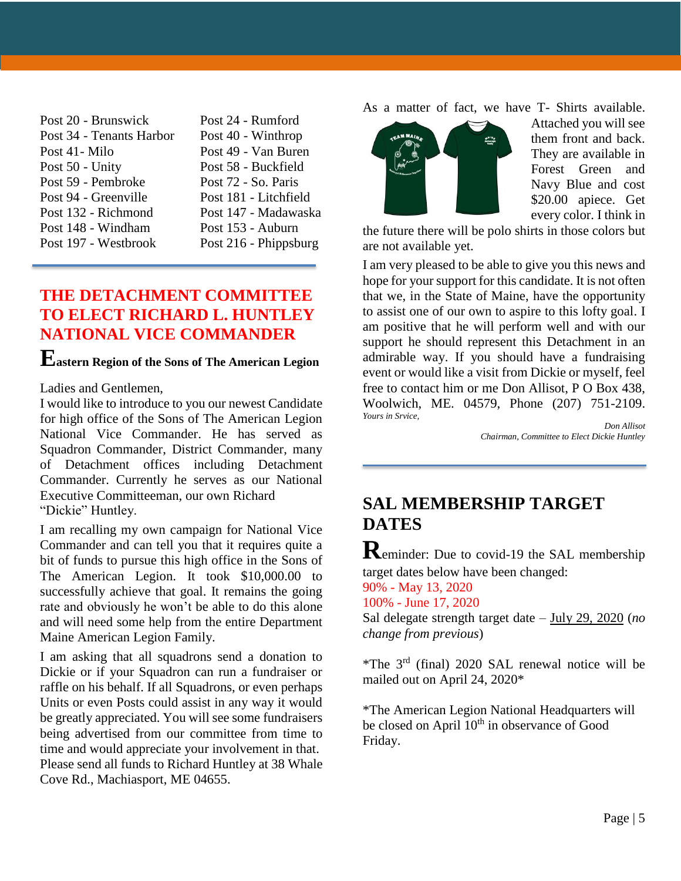| | |
|---|---|
| Post 20 - Brunswick | Post 24 - Rumford |
| Post 34 - Tenants Harbor | Post 40 - Winthrop |
| Post 41- Milo | Post 49 - Van Buren |
| Post 50 - Unity | Post 58 - Buckfield |
| Post 59 - Pembroke | Post 72 - So. Paris |
| Post 94 - Greenville | Post 181 - Litchfield |
| Post 132 - Richmond | Post 147 - Madawaska |
| Post 148 - Windham | Post 153 - Auburn |
| Post 197 - Westbrook | Post 216 - Phippsburg |

## THE DETACHMENT COMMITTEE TO ELECT RICHARD L. HUNTLEY NATIONAL VICE COMMANDER

**Eastern Region of the Sons of The American Legion**

Ladies and Gentlemen,

I would like to introduce to you our newest Candidate for high office of the Sons of The American Legion National Vice Commander. He has served as Squadron Commander, District Commander, many of Detachment offices including Detachment Commander. Currently he serves as our National Executive Committeeman, our own Richard "Dickie" Huntley.

I am recalling my own campaign for National Vice Commander and can tell you that it requires quite a bit of funds to pursue this high office in the Sons of The American Legion. It took $10,000.00 to successfully achieve that goal. It remains the going rate and obviously he won't be able to do this alone and will need some help from the entire Department Maine American Legion Family.

I am asking that all squadrons send a donation to Dickie or if your Squadron can run a fundraiser or raffle on his behalf. If all Squadrons, or even perhaps Units or even Posts could assist in any way it would be greatly appreciated. You will see some fundraisers being advertised from our committee from time to time and would appreciate your involvement in that. Please send all funds to Richard Huntley at 38 Whale Cove Rd., Machiasport, ME 04655.

As a matter of fact, we have T- Shirts available. Attached you will see them front and back. They are available in Forest Green and Navy Blue and cost $20.00 apiece. Get every color. I think in the future there will be polo shirts in those colors but are not available yet.

I am very pleased to be able to give you this news and hope for your support for this candidate. It is not often that we, in the State of Maine, have the opportunity to assist one of our own to aspire to this lofty goal. I am positive that he will perform well and with our support he should represent this Detachment in an admirable way. If you should have a fundraising event or would like a visit from Dickie or myself, feel free to contact him or me Don Allisot, P O Box 438, Woolwich, ME. 04579, Phone (207) 751-2109.

*Yours in Srvice,*

*Don Allisot*
*Chairman, Committee to Elect Dickie Huntley*

## SAL MEMBERSHIP TARGET DATES

Reminder: Due to covid-19 the SAL membership target dates below have been changed:

90% - May 13, 2020
100% - June 17, 2020
Sal delegate strength target date – July 29, 2020 (*no change from previous*)

*The 3rd (final) 2020 SAL renewal notice will be mailed out on April 24, 2020*

*The American Legion National Headquarters will be closed on April 10th in observance of Good Friday.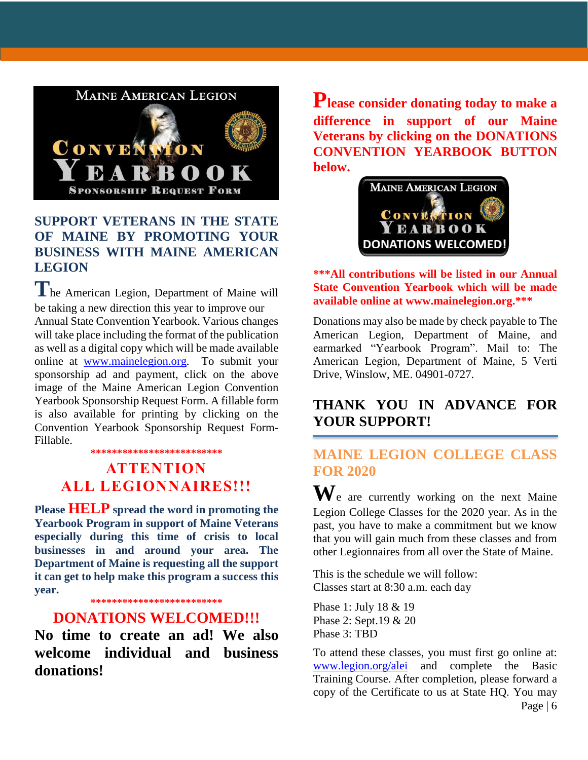## SUPPORT VETERANS IN THE STATE OF MAINE BY PROMOTING YOUR BUSINESS WITH MAINE AMERICAN LEGION

The American Legion, Department of Maine will be taking a new direction this year to improve our Annual State Convention Yearbook. Various changes will take place including the format of the publication as well as a digital copy which will be made available online at www.mainelegion.org. To submit your sponsorship ad and payment, click on the above image of the Maine American Legion Convention Yearbook Sponsorship Request Form. A fillable form is also available for printing by clicking on the Convention Yearbook Sponsorship Request Form-Fillable.

*************************

## ATTENTION ALL LEGIONNAIRES!!!

**Please HELP spread the word in promoting the Yearbook Program in support of Maine Veterans especially during this time of crisis to local businesses in and around your area. The Department of Maine is requesting all the support it can get to help make this program a success this year.**

*************************

## DONATIONS WELCOMED!!!

**No time to create an ad! We also welcome individual and business donations!**

**Please consider donating today to make a difference in support of our Maine Veterans by clicking on the DONATIONS CONVENTION YEARBOOK BUTTON below.**

**\*\*\*All contributions will be listed in our Annual State Convention Yearbook which will be made available online at www.mainelegion.org.\*\*\***

Donations may also be made by check payable to The American Legion, Department of Maine, and earmarked "Yearbook Program". Mail to: The American Legion, Department of Maine, 5 Verti Drive, Winslow, ME. 04901-0727.

## THANK YOU IN ADVANCE FOR YOUR SUPPORT!

## MAINE LEGION COLLEGE CLASS FOR 2020

We are currently working on the next Maine Legion College Classes for the 2020 year. As in the past, you have to make a commitment but we know that you will gain much from these classes and from other Legionnaires from all over the State of Maine.

This is the schedule we will follow:
Classes start at 8:30 a.m. each day

Phase 1: July 18 & 19
Phase 2: Sept.19 & 20
Phase 3: TBD

To attend these classes, you must first go online at: www.legion.org/alei and complete the Basic Training Course. After completion, please forward a copy of the Certificate to us at State HQ. You may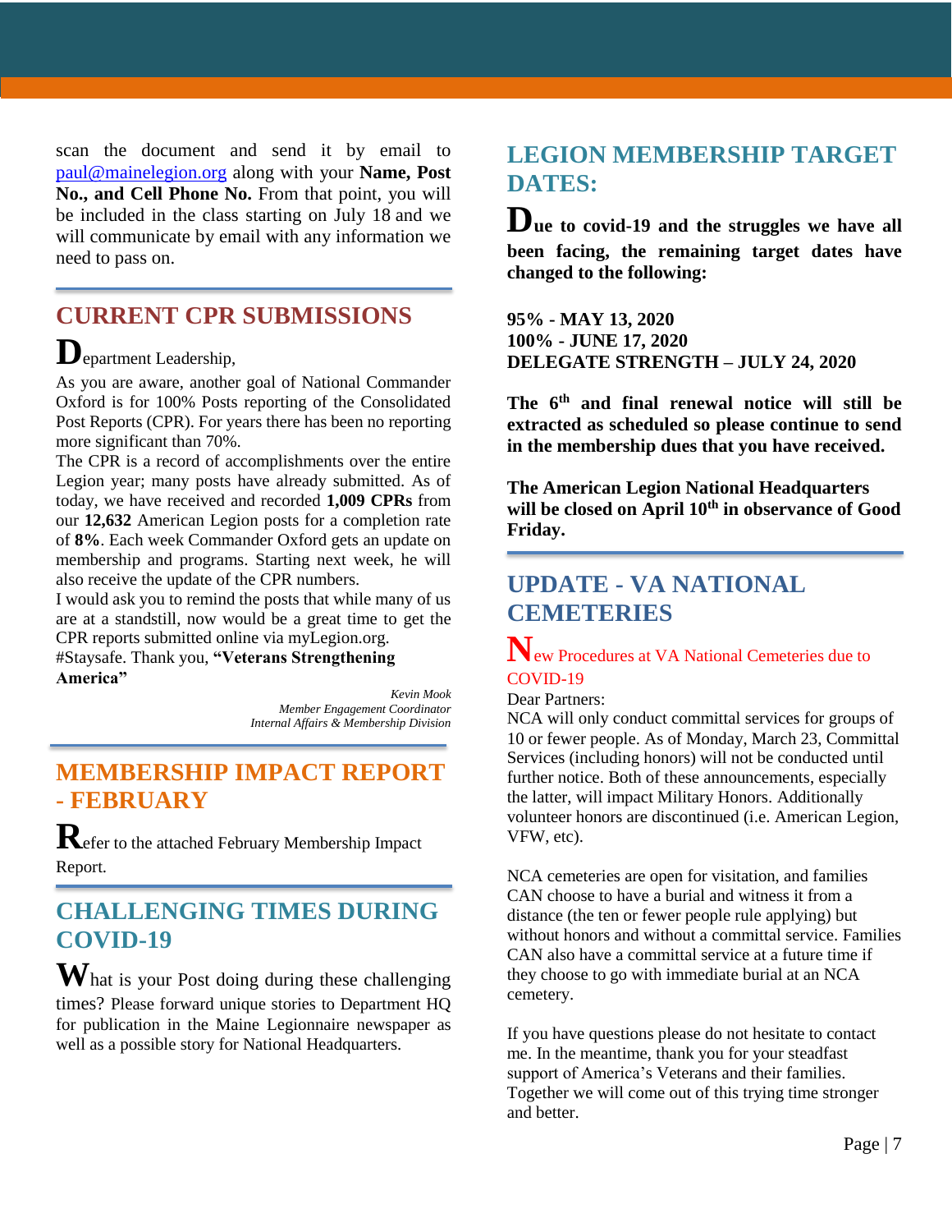scan the document and send it by email to paul@mainelegion.org along with your **Name, Post No., and Cell Phone No.** From that point, you will be included in the class starting on July 18 and we will communicate by email with any information we need to pass on.

## CURRENT CPR SUBMISSIONS

Department Leadership,

As you are aware, another goal of National Commander Oxford is for 100% Posts reporting of the Consolidated Post Reports (CPR). For years there has been no reporting more significant than 70%.

The CPR is a record of accomplishments over the entire Legion year; many posts have already submitted. As of today, we have received and recorded **1,009 CPRs** from our **12,632** American Legion posts for a completion rate of **8%**. Each week Commander Oxford gets an update on membership and programs. Starting next week, he will also receive the update of the CPR numbers.

I would ask you to remind the posts that while many of us are at a standstill, now would be a great time to get the CPR reports submitted online via myLegion.org.

#Staysafe. Thank you, **"Veterans Strengthening America"**

*Kevin Mook*
*Member Engagement Coordinator*
*Internal Affairs & Membership Division*

## MEMBERSHIP IMPACT REPORT - FEBRUARY

Refer to the attached February Membership Impact Report.

## CHALLENGING TIMES DURING COVID-19

What is your Post doing during these challenging times? Please forward unique stories to Department HQ for publication in the Maine Legionnaire newspaper as well as a possible story for National Headquarters.

## LEGION MEMBERSHIP TARGET DATES:

**Due to covid-19 and the struggles we have all been facing, the remaining target dates have changed to the following:**

**95% - MAY 13, 2020**
**100% - JUNE 17, 2020**
**DELEGATE STRENGTH – JULY 24, 2020**

**The 6th and final renewal notice will still be extracted as scheduled so please continue to send in the membership dues that you have received.**

**The American Legion National Headquarters will be closed on April 10th in observance of Good Friday.**

## UPDATE - VA NATIONAL CEMETERIES

### New Procedures at VA National Cemeteries due to COVID-19

Dear Partners:

NCA will only conduct committal services for groups of 10 or fewer people. As of Monday, March 23, Committal Services (including honors) will not be conducted until further notice. Both of these announcements, especially the latter, will impact Military Honors. Additionally volunteer honors are discontinued (i.e. American Legion, VFW, etc).

NCA cemeteries are open for visitation, and families CAN choose to have a burial and witness it from a distance (the ten or fewer people rule applying) but without honors and without a committal service. Families CAN also have a committal service at a future time if they choose to go with immediate burial at an NCA cemetery.

If you have questions please do not hesitate to contact me. In the meantime, thank you for your steadfast support of America's Veterans and their families. Together we will come out of this trying time stronger and better.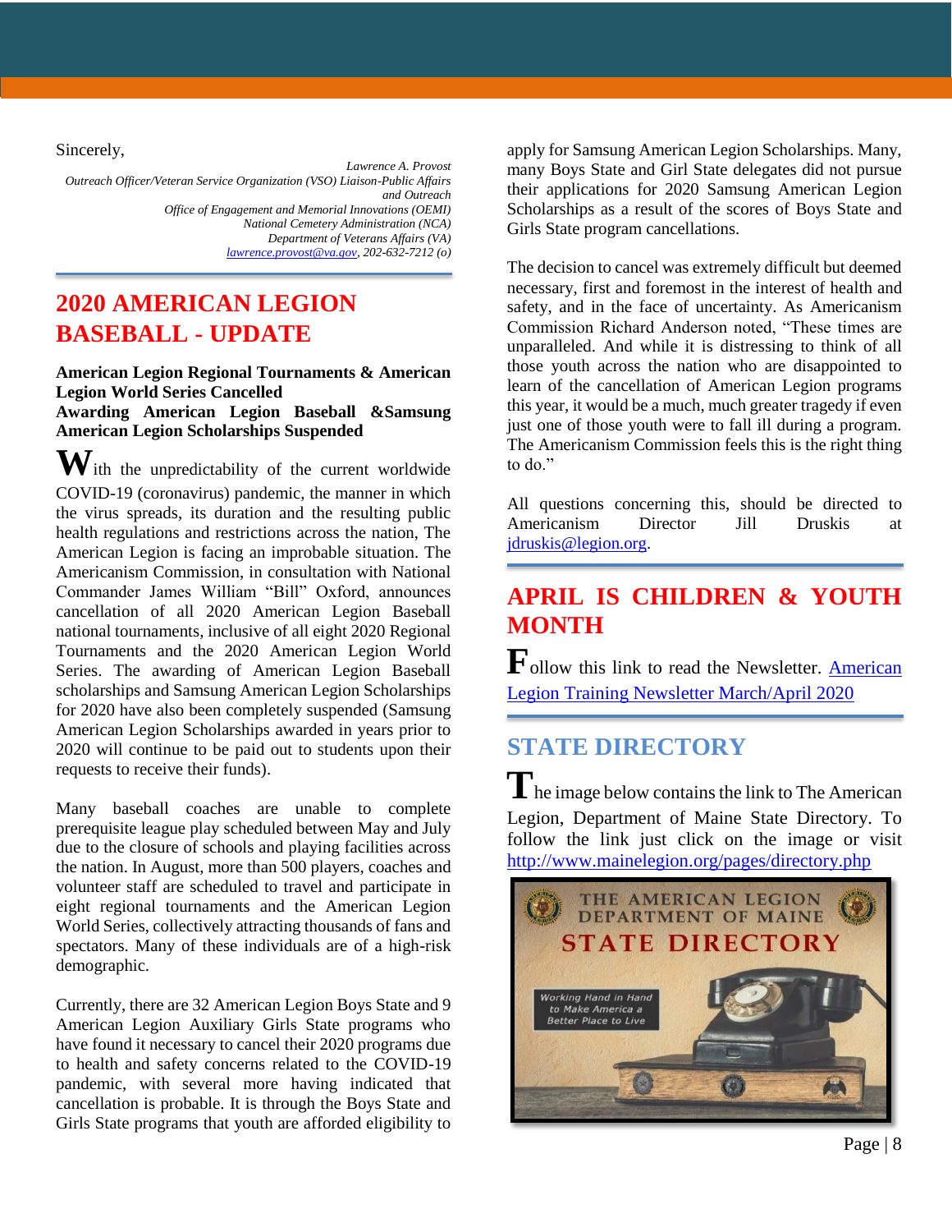Sincerely,

*Lawrence A. Provost*
*Outreach Officer/Veteran Service Organization (VSO) Liaison-Public Affairs and Outreach*
*Office of Engagement and Memorial Innovations (OEMI)*
*National Cemetery Administration (NCA)*
*Department of Veterans Affairs (VA)*
*lawrence.provost@va.gov, 202-632-7212 (o)*

# 2020 AMERICAN LEGION BASEBALL - UPDATE

**American Legion Regional Tournaments & American Legion World Series Cancelled**
**Awarding American Legion Baseball &Samsung American Legion Scholarships Suspended**

With the unpredictability of the current worldwide COVID-19 (coronavirus) pandemic, the manner in which the virus spreads, its duration and the resulting public health regulations and restrictions across the nation, The American Legion is facing an improbable situation. The Americanism Commission, in consultation with National Commander James William "Bill" Oxford, announces cancellation of all 2020 American Legion Baseball national tournaments, inclusive of all eight 2020 Regional Tournaments and the 2020 American Legion World Series. The awarding of American Legion Baseball scholarships and Samsung American Legion Scholarships for 2020 have also been completely suspended (Samsung American Legion Scholarships awarded in years prior to 2020 will continue to be paid out to students upon their requests to receive their funds).

Many baseball coaches are unable to complete prerequisite league play scheduled between May and July due to the closure of schools and playing facilities across the nation. In August, more than 500 players, coaches and volunteer staff are scheduled to travel and participate in eight regional tournaments and the American Legion World Series, collectively attracting thousands of fans and spectators. Many of these individuals are of a high-risk demographic.

Currently, there are 32 American Legion Boys State and 9 American Legion Auxiliary Girls State programs who have found it necessary to cancel their 2020 programs due to health and safety concerns related to the COVID-19 pandemic, with several more having indicated that cancellation is probable. It is through the Boys State and Girls State programs that youth are afforded eligibility to apply for Samsung American Legion Scholarships. Many, many Boys State and Girl State delegates did not pursue their applications for 2020 Samsung American Legion Scholarships as a result of the scores of Boys State and Girls State program cancellations.

The decision to cancel was extremely difficult but deemed necessary, first and foremost in the interest of health and safety, and in the face of uncertainty. As Americanism Commission Richard Anderson noted, "These times are unparalleled. And while it is distressing to think of all those youth across the nation who are disappointed to learn of the cancellation of American Legion programs this year, it would be a much, much greater tragedy if even just one of those youth were to fall ill during a program. The Americanism Commission feels this is the right thing to do."

All questions concerning this, should be directed to Americanism Director Jill Druskis at jdruskis@legion.org.

# APRIL IS CHILDREN & YOUTH MONTH

Follow this link to read the Newsletter. American Legion Training Newsletter March/April 2020

# STATE DIRECTORY

The image below contains the link to The American Legion, Department of Maine State Directory. To follow the link just click on the image or visit http://www.mainelegion.org/pages/directory.php